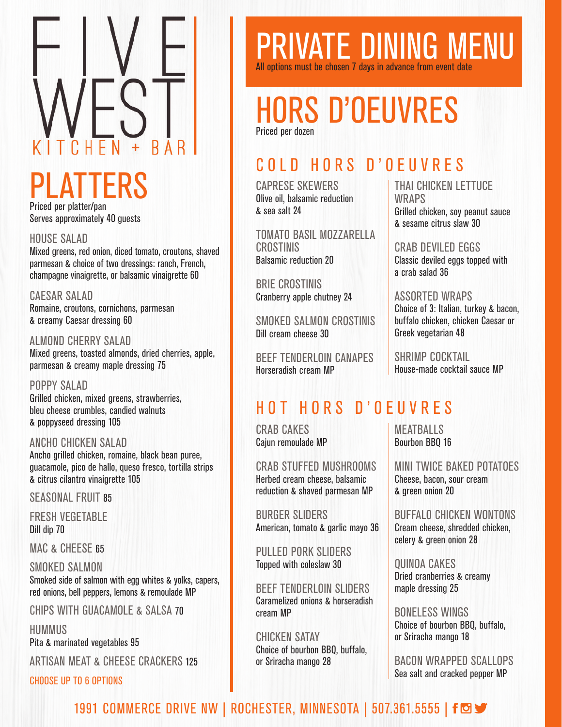# FIVE WEST

KITCHEN + BAR

# PLATTERS

Priced per platter/pan
Serves approximately 40 guests

HOUSE SALAD
Mixed greens, red onion, diced tomato, croutons, shaved parmesan & choice of two dressings: ranch, French, champagne vinaigrette, or balsamic vinaigrette 60

CAESAR SALAD
Romaine, croutons, cornichons, parmesan & creamy Caesar dressing 60

ALMOND CHERRY SALAD
Mixed greens, toasted almonds, dried cherries, apple, parmesan & creamy maple dressing 75

POPPY SALAD
Grilled chicken, mixed greens, strawberries, bleu cheese crumbles, candied walnuts & poppyseed dressing 105

ANCHO CHICKEN SALAD
Ancho grilled chicken, romaine, black bean puree, guacamole, pico de hallo, queso fresco, tortilla strips & citrus cilantro vinaigrette 105

SEASONAL FRUIT 85

FRESH VEGETABLE
Dill dip 70

MAC & CHEESE 65

SMOKED SALMON
Smoked side of salmon with egg whites & yolks, capers, red onions, bell peppers, lemons & remoulade MP

CHIPS WITH GUACAMOLE & SALSA 70

HUMMUS
Pita & marinated vegetables 95

ARTISAN MEAT & CHEESE CRACKERS 125

CHOOSE UP TO 6 OPTIONS

# PRIVATE DINING MENU

All options must be chosen 7 days in advance from event date

# HORS D'OEUVRES

Priced per dozen

## COLD HORS D'OEUVRES

CAPRESE SKEWERS
Olive oil, balsamic reduction & sea salt 24

TOMATO BASIL MOZZARELLA CROSTINIS
Balsamic reduction 20

BRIE CROSTINIS
Cranberry apple chutney 24

SMOKED SALMON CROSTINIS
Dill cream cheese 30

BEEF TENDERLOIN CANAPES
Horseradish cream MP

THAI CHICKEN LETTUCE WRAPS
Grilled chicken, soy peanut sauce & sesame citrus slaw 30

CRAB DEVILED EGGS
Classic deviled eggs topped with a crab salad 36

ASSORTED WRAPS
Choice of 3: Italian, turkey & bacon, buffalo chicken, chicken Caesar or Greek vegetarian 48

SHRIMP COCKTAIL
House-made cocktail sauce MP

## HOT HORS D'OEUVRES

CRAB CAKES
Cajun remoulade MP

CRAB STUFFED MUSHROOMS
Herbed cream cheese, balsamic reduction & shaved parmesan MP

BURGER SLIDERS
American, tomato & garlic mayo 36

PULLED PORK SLIDERS
Topped with coleslaw 30

BEEF TENDERLOIN SLIDERS
Caramelized onions & horseradish cream MP

CHICKEN SATAY
Choice of bourbon BBQ, buffalo, or Sriracha mango 28

MEATBALLS
Bourbon BBQ 16

MINI TWICE BAKED POTATOES
Cheese, bacon, sour cream & green onion 20

BUFFALO CHICKEN WONTONS
Cream cheese, shredded chicken, celery & green onion 28

QUINOA CAKES
Dried cranberries & creamy maple dressing 25

BONELESS WINGS
Choice of bourbon BBQ, buffalo, or Sriracha mango 18

BACON WRAPPED SCALLOPS
Sea salt and cracked pepper MP

1991 COMMERCE DRIVE NW | ROCHESTER, MINNESOTA | 507.361.5555 |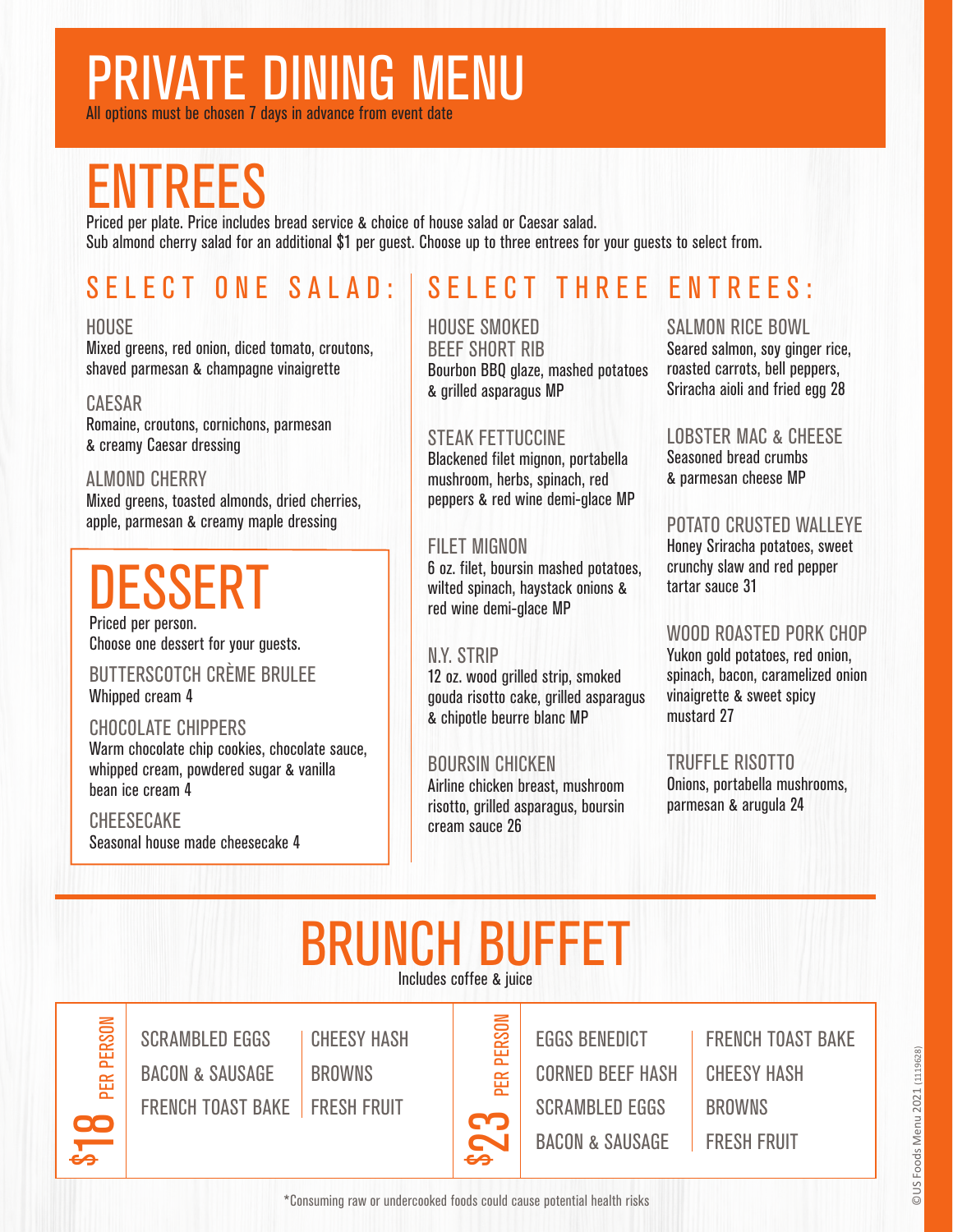# PRIVATE DINING MENU

All options must be chosen 7 days in advance from event date

# ENTREES

Priced per plate. Price includes bread service & choice of house salad or Caesar salad.
Sub almond cherry salad for an additional $1 per guest. Choose up to three entrees for your guests to select from.

## SELECT ONE SALAD:

HOUSE
Mixed greens, red onion, diced tomato, croutons, shaved parmesan & champagne vinaigrette

CAESAR
Romaine, croutons, cornichons, parmesan & creamy Caesar dressing

ALMOND CHERRY
Mixed greens, toasted almonds, dried cherries, apple, parmesan & creamy maple dressing

## SELECT THREE ENTREES:

HOUSE SMOKED BEEF SHORT RIB
Bourbon BBQ glaze, mashed potatoes & grilled asparagus MP

STEAK FETTUCCINE
Blackened filet mignon, portabella mushroom, herbs, spinach, red peppers & red wine demi-glace MP

FILET MIGNON
6 oz. filet, boursin mashed potatoes, wilted spinach, haystack onions & red wine demi-glace MP

N.Y. STRIP
12 oz. wood grilled strip, smoked gouda risotto cake, grilled asparagus & chipotle beurre blanc MP

BOURSIN CHICKEN
Airline chicken breast, mushroom risotto, grilled asparagus, boursin cream sauce 26

SALMON RICE BOWL
Seared salmon, soy ginger rice, roasted carrots, bell peppers, Sriracha aioli and fried egg 28

LOBSTER MAC & CHEESE
Seasoned bread crumbs & parmesan cheese MP

POTATO CRUSTED WALLEYE
Honey Sriracha potatoes, sweet crunchy slaw and red pepper tartar sauce 31

WOOD ROASTED PORK CHOP
Yukon gold potatoes, red onion, spinach, bacon, caramelized onion vinaigrette & sweet spicy mustard 27

TRUFFLE RISOTTO
Onions, portabella mushrooms, parmesan & arugula 24

# DESSERT

Priced per person.
Choose one dessert for your guests.

BUTTERSCOTCH CRÈME BRULEE
Whipped cream 4

CHOCOLATE CHIPPERS
Warm chocolate chip cookies, chocolate sauce, whipped cream, powdered sugar & vanilla bean ice cream 4

CHEESECAKE
Seasonal house made cheesecake 4

# BRUNCH BUFFET

Includes coffee & juice

**$18 PER PERSON**

- SCRAMBLED EGGS
- BACON & SAUSAGE
- FRENCH TOAST BAKE
- CHEESY HASH BROWNS
- FRESH FRUIT

**$23 PER PERSON**

- EGGS BENEDICT
- CORNED BEEF HASH
- SCRAMBLED EGGS
- BACON & SAUSAGE
- FRENCH TOAST BAKE
- CHEESY HASH BROWNS
- FRESH FRUIT

*Consuming raw or undercooked foods could cause potential health risks

©US Foods Menu 2021 (1119628)